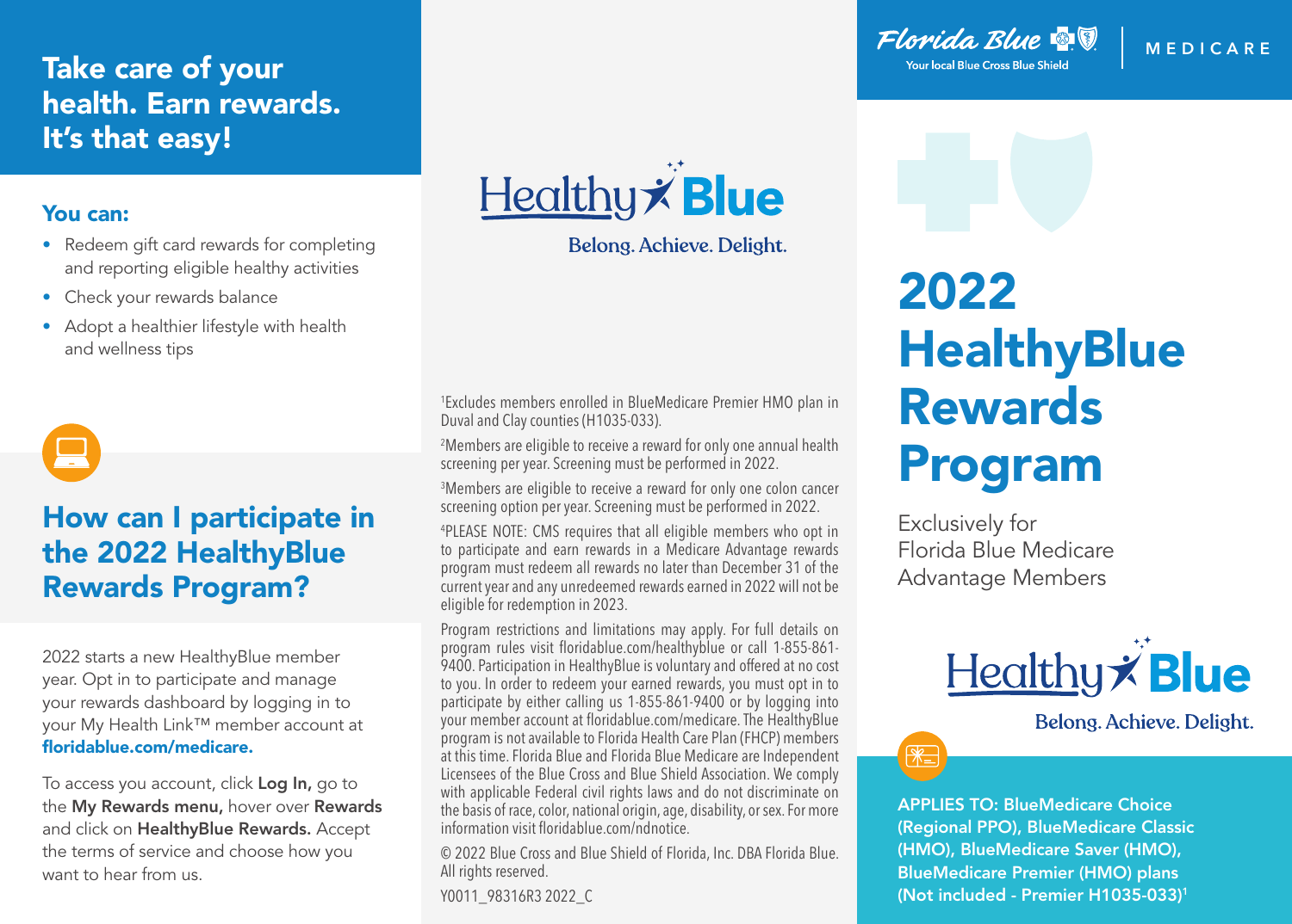## Take care of your health. Earn rewards. It's that easy!

### You can:

- Redeem gift card rewards for completing and reporting eligible healthy activities
- Check your rewards balance
- Adopt a healthier lifestyle with health and wellness tips

## How can I participate in the 2022 HealthyBlue Rewards Program?

2022 starts a new HealthyBlue member year. Opt in to participate and manage your rewards dashboard by logging in to your My Health Link™ member account at **floridablue.com/medicare.**

To access you account, click **Log In,** go to the **My Rewards menu,** hover over **Rewards** and click on **HealthyBlue Rewards.** Accept the terms of service and choose how you want to hear from us.

Healthy Blue

Belong. Achieve. Delight.

[1]Excludes members enrolled in BlueMedicare Premier HMO plan in Duval and Clay counties (H1035-033).

[2]Members are eligible to receive a reward for only one annual health screening per year. Screening must be performed in 2022.

[3]Members are eligible to receive a reward for only one colon cancer screening option per year. Screening must be performed in 2022.

[4]PLEASE NOTE: CMS requires that all eligible members who opt in to participate and earn rewards in a Medicare Advantage rewards program must redeem all rewards no later than December 31 of the current year and any unredeemed rewards earned in 2022 will not be eligible for redemption in 2023.

Program restrictions and limitations may apply. For full details on program rules visit floridablue.com/healthyblue or call 1-855-861-9400. Participation in HealthyBlue is voluntary and offered at no cost to you. In order to redeem your earned rewards, you must opt in to participate by either calling us 1-855-861-9400 or by logging into your member account at floridablue.com/medicare. The HealthyBlue program is not available to Florida Health Care Plan (FHCP) members at this time. Florida Blue and Florida Blue Medicare are Independent Licensees of the Blue Cross and Blue Shield Association. We comply with applicable Federal civil rights laws and do not discriminate on the basis of race, color, national origin, age, disability, or sex. For more information visit floridablue.com/ndnotice.

© 2022 Blue Cross and Blue Shield of Florida, Inc. DBA Florida Blue. All rights reserved.

Y0011_98316R3 2022_C

Florida Blue | MEDICARE

Your local Blue Cross Blue Shield

# 2022 HealthyBlue Rewards Program

Exclusively for Florida Blue Medicare Advantage Members

Healthy Blue

Belong. Achieve. Delight.

**APPLIES TO: BlueMedicare Choice (Regional PPO), BlueMedicare Classic (HMO), BlueMedicare Saver (HMO), BlueMedicare Premier (HMO) plans (Not included - Premier H1035-033)[1]**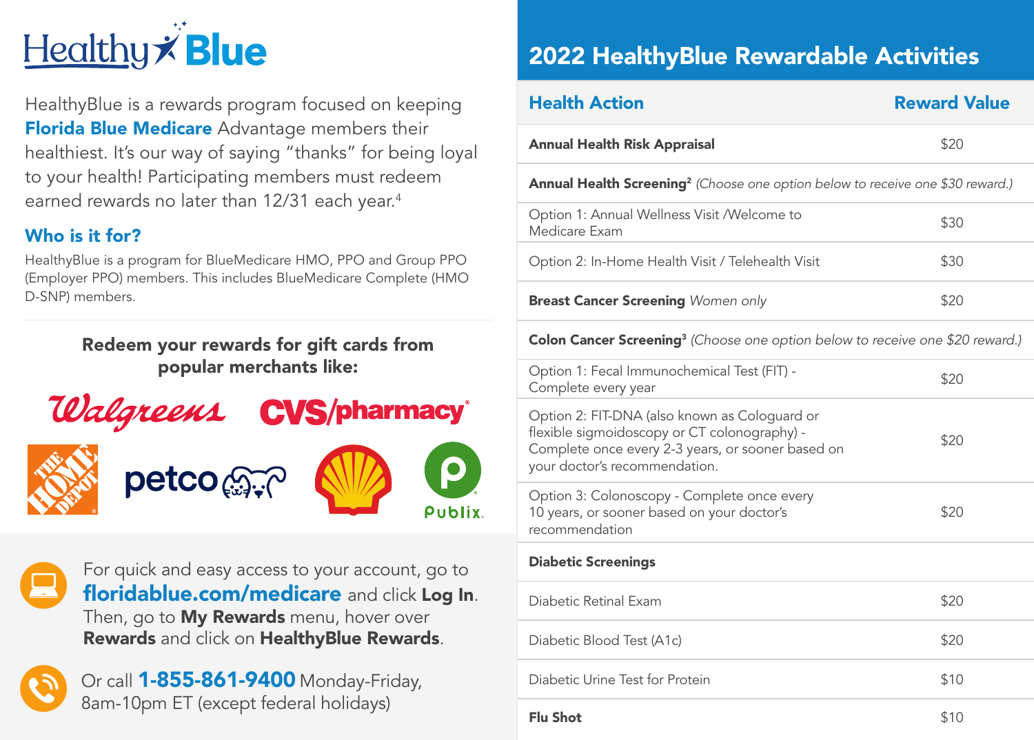# HealthyBlue

HealthyBlue is a rewards program focused on keeping **Florida Blue Medicare** Advantage members their healthiest. It's our way of saying "thanks" for being loyal to your health! Participating members must redeem earned rewards no later than 12/31 each year.[4]

## Who is it for?

HealthyBlue is a program for BlueMedicare HMO, PPO and Group PPO (Employer PPO) members. This includes BlueMedicare Complete (HMO D-SNP) members.

**Redeem your rewards for gift cards from popular merchants like:**

Walgreens, CVS/pharmacy, The Home Depot, petco, Shell, Publix.

For quick and easy access to your account, go to **floridablue.com/medicare** and click **Log In**. Then, go to **My Rewards** menu, hover over **Rewards** and click on **HealthyBlue Rewards**.

Or call **1-855-861-9400** Monday-Friday, 8am-10pm ET (except federal holidays)

## 2022 HealthyBlue Rewardable Activities

| Health Action | Reward Value |
|---|---|
| **Annual Health Risk Appraisal** | $20 |
| **Annual Health Screening**[2] *(Choose one option below to receive one $30 reward.)* | |
| Option 1: Annual Wellness Visit /Welcome to Medicare Exam | $30 |
| Option 2: In-Home Health Visit / Telehealth Visit | $30 |
| **Breast Cancer Screening** *Women only* | $20 |
| **Colon Cancer Screening**[3] *(Choose one option below to receive one $20 reward.)* | |
| Option 1: Fecal Immunochemical Test (FIT) - Complete every year | $20 |
| Option 2: FIT-DNA (also known as Cologuard or flexible sigmoidoscopy or CT colonography) - Complete once every 2-3 years, or sooner based on your doctor's recommendation. | $20 |
| Option 3: Colonoscopy - Complete once every 10 years, or sooner based on your doctor's recommendation | $20 |
| **Diabetic Screenings** | |
| Diabetic Retinal Exam | $20 |
| Diabetic Blood Test (A1c) | $20 |
| Diabetic Urine Test for Protein | $10 |
| **Flu Shot** | $10 |